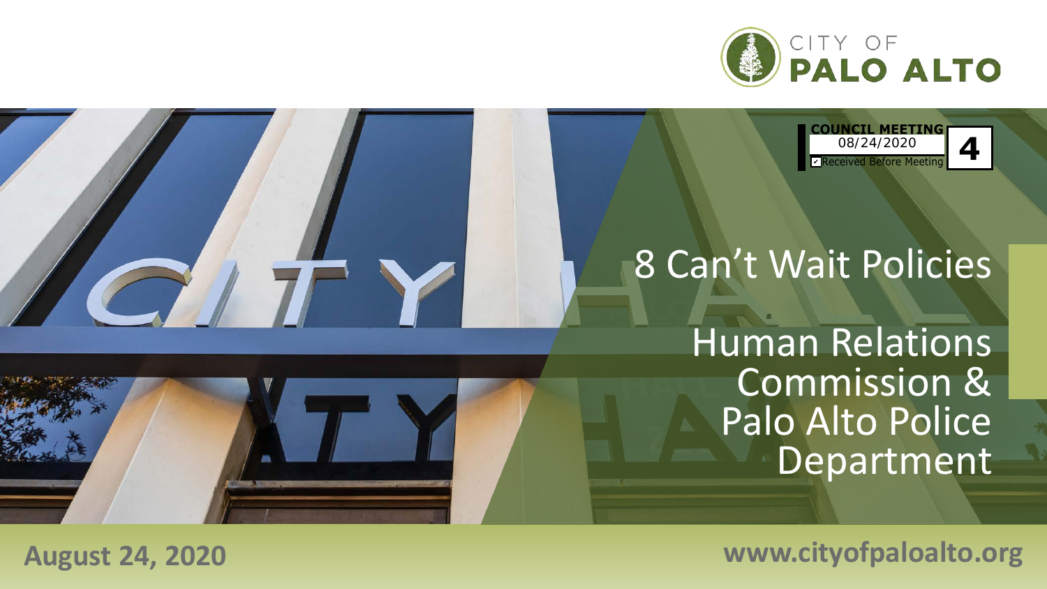CITY OF
**PALO ALTO**

**COUNCIL MEETING**
08/24/2020
☑ Received Before Meeting
**4**

# 8 Can't Wait Policies

## Human Relations Commission & Palo Alto Police Department

**August 24, 2020**

**www.cityofpaloalto.org**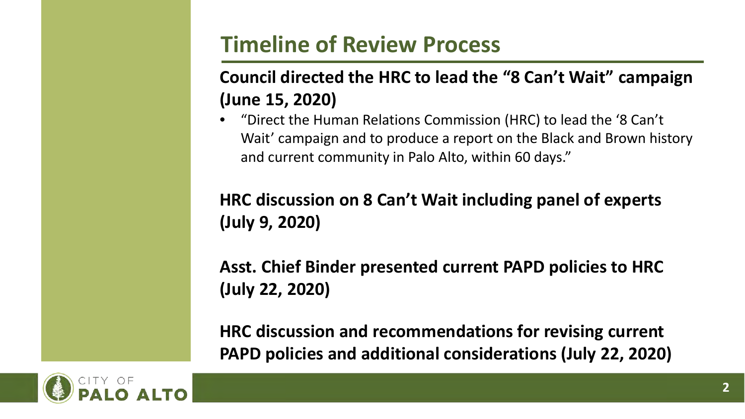# Timeline of Review Process

**Council directed the HRC to lead the "8 Can't Wait" campaign (June 15, 2020)**

- "Direct the Human Relations Commission (HRC) to lead the '8 Can't Wait' campaign and to produce a report on the Black and Brown history and current community in Palo Alto, within 60 days."

**HRC discussion on 8 Can't Wait including panel of experts (July 9, 2020)**

**Asst. Chief Binder presented current PAPD policies to HRC (July 22, 2020)**

**HRC discussion and recommendations for revising current PAPD policies and additional considerations (July 22, 2020)**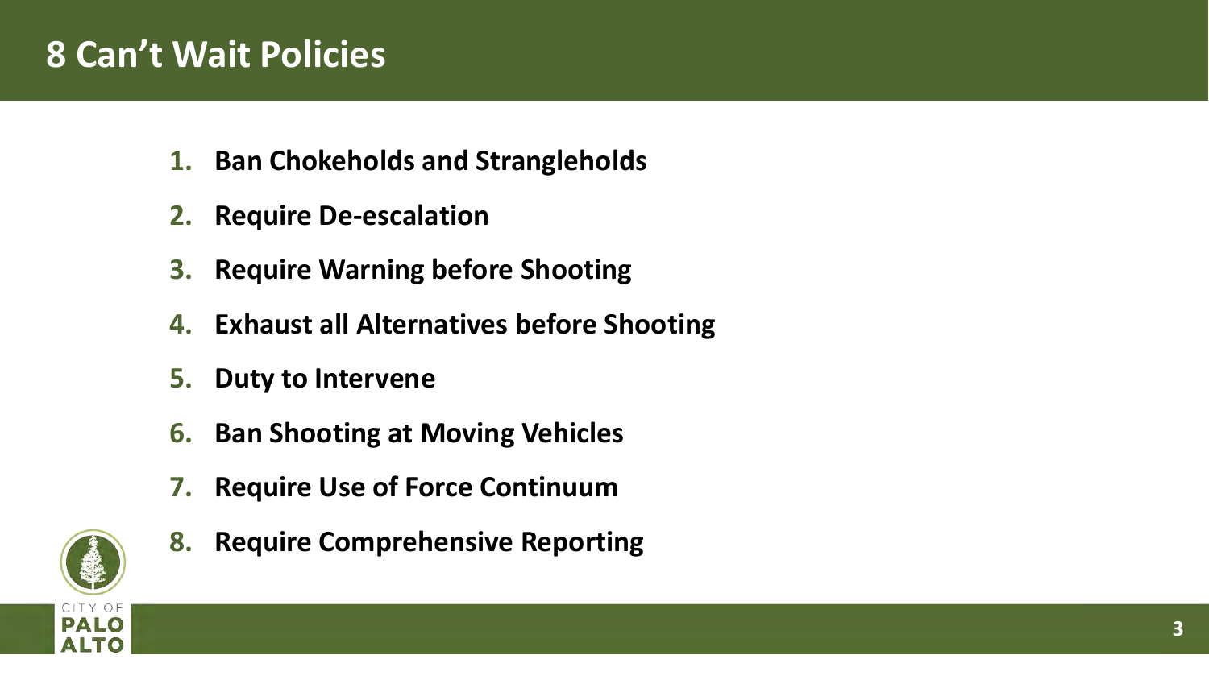# 8 Can't Wait Policies

1. **Ban Chokeholds and Strangleholds**
2. **Require De-escalation**
3. **Require Warning before Shooting**
4. **Exhaust all Alternatives before Shooting**
5. **Duty to Intervene**
6. **Ban Shooting at Moving Vehicles**
7. **Require Use of Force Continuum**
8. **Require Comprehensive Reporting**

CITY OF PALO ALTO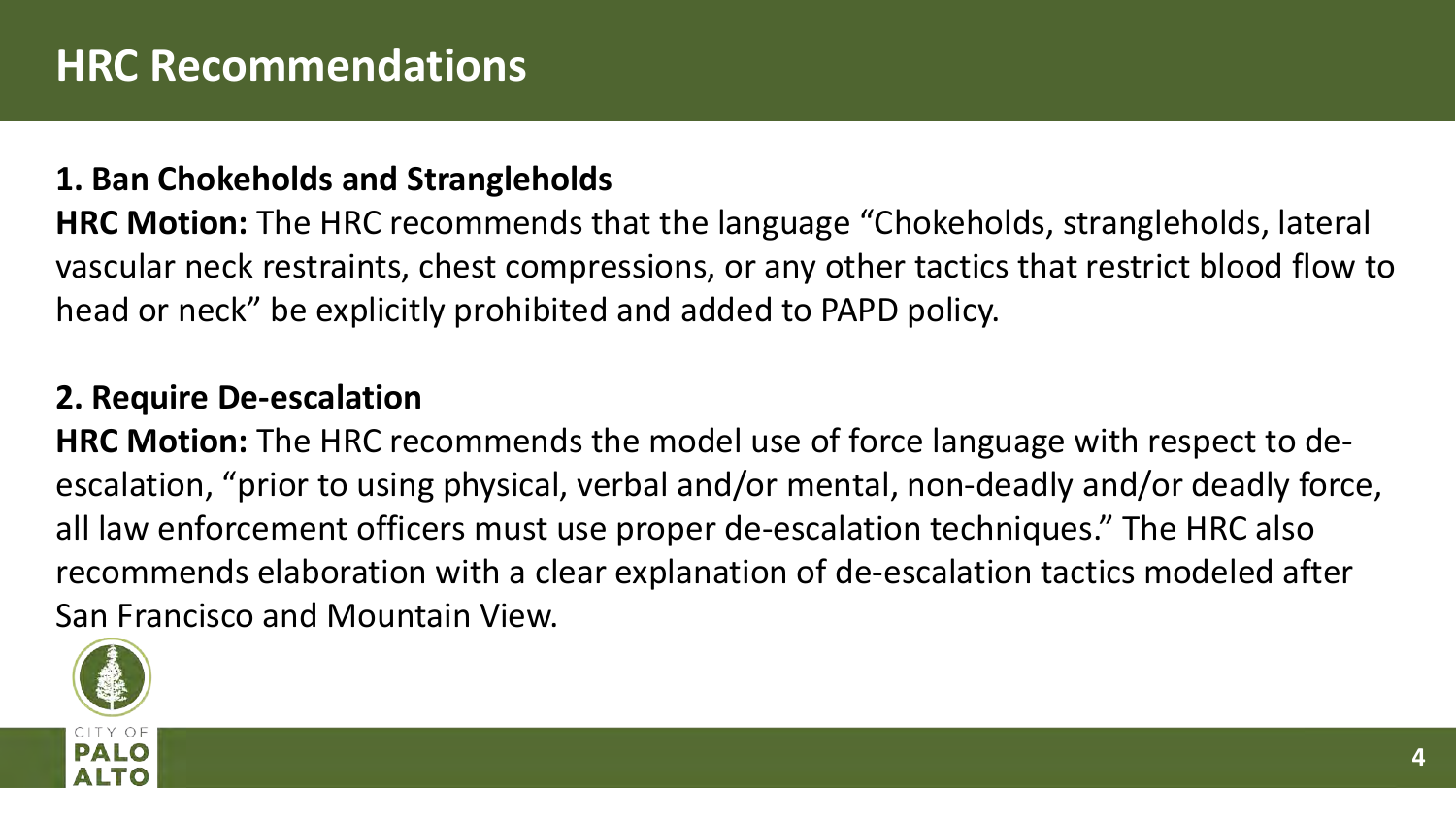# HRC Recommendations

**1. Ban Chokeholds and Strangleholds**

**HRC Motion:** The HRC recommends that the language "Chokeholds, strangleholds, lateral vascular neck restraints, chest compressions, or any other tactics that restrict blood flow to head or neck" be explicitly prohibited and added to PAPD policy.

**2. Require De-escalation**

**HRC Motion:** The HRC recommends the model use of force language with respect to de-escalation, "prior to using physical, verbal and/or mental, non-deadly and/or deadly force, all law enforcement officers must use proper de-escalation techniques." The HRC also recommends elaboration with a clear explanation of de-escalation tactics modeled after San Francisco and Mountain View.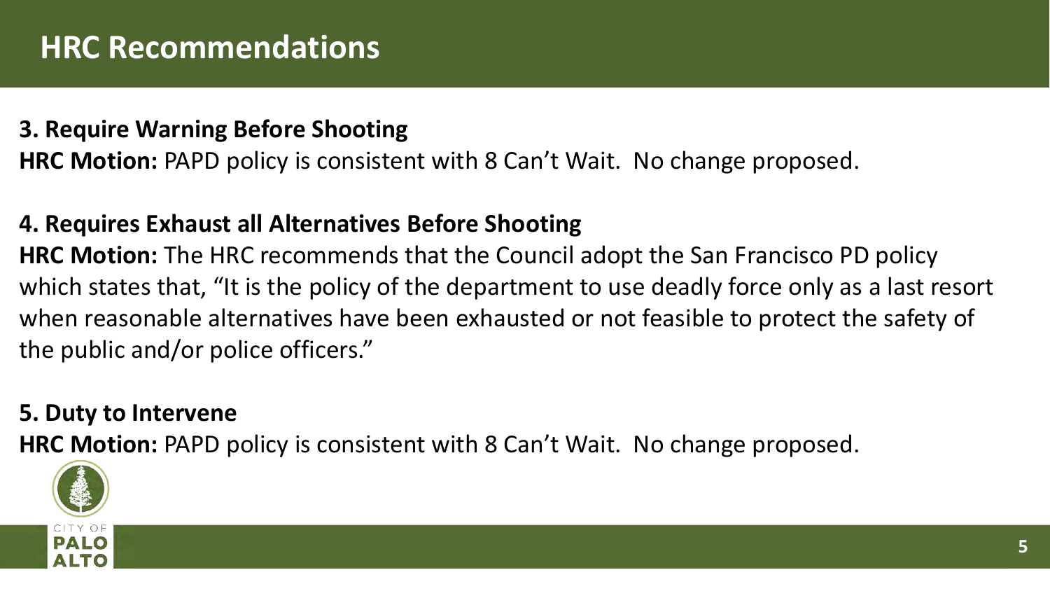# HRC Recommendations

**3. Require Warning Before Shooting**

**HRC Motion:** PAPD policy is consistent with 8 Can't Wait. No change proposed.

**4. Requires Exhaust all Alternatives Before Shooting**

**HRC Motion:** The HRC recommends that the Council adopt the San Francisco PD policy which states that, "It is the policy of the department to use deadly force only as a last resort when reasonable alternatives have been exhausted or not feasible to protect the safety of the public and/or police officers."

**5. Duty to Intervene**

**HRC Motion:** PAPD policy is consistent with 8 Can't Wait. No change proposed.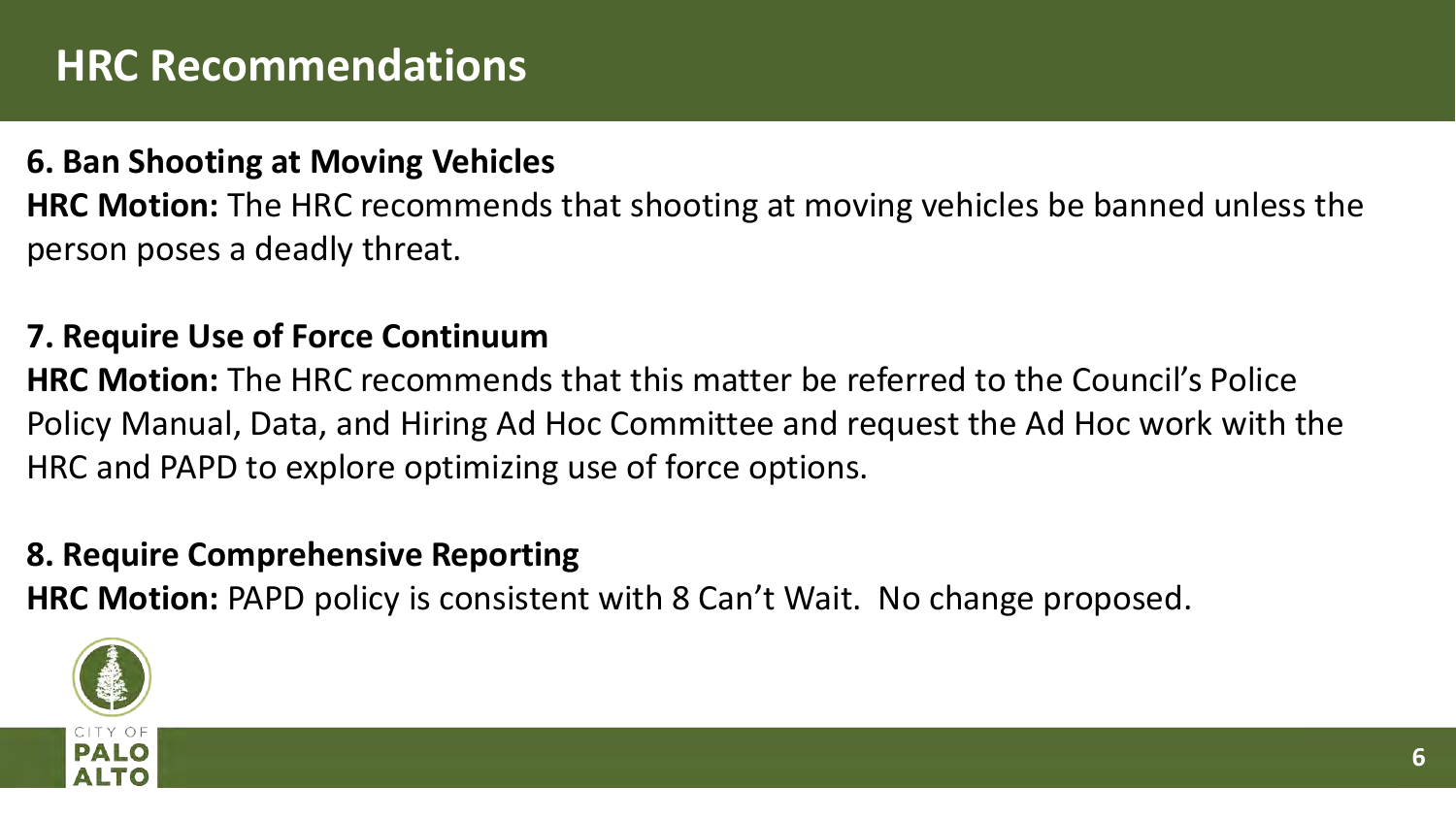# HRC Recommendations

**6. Ban Shooting at Moving Vehicles**

**HRC Motion:** The HRC recommends that shooting at moving vehicles be banned unless the person poses a deadly threat.

**7. Require Use of Force Continuum**

**HRC Motion:** The HRC recommends that this matter be referred to the Council's Police Policy Manual, Data, and Hiring Ad Hoc Committee and request the Ad Hoc work with the HRC and PAPD to explore optimizing use of force options.

**8. Require Comprehensive Reporting**

**HRC Motion:** PAPD policy is consistent with 8 Can't Wait. No change proposed.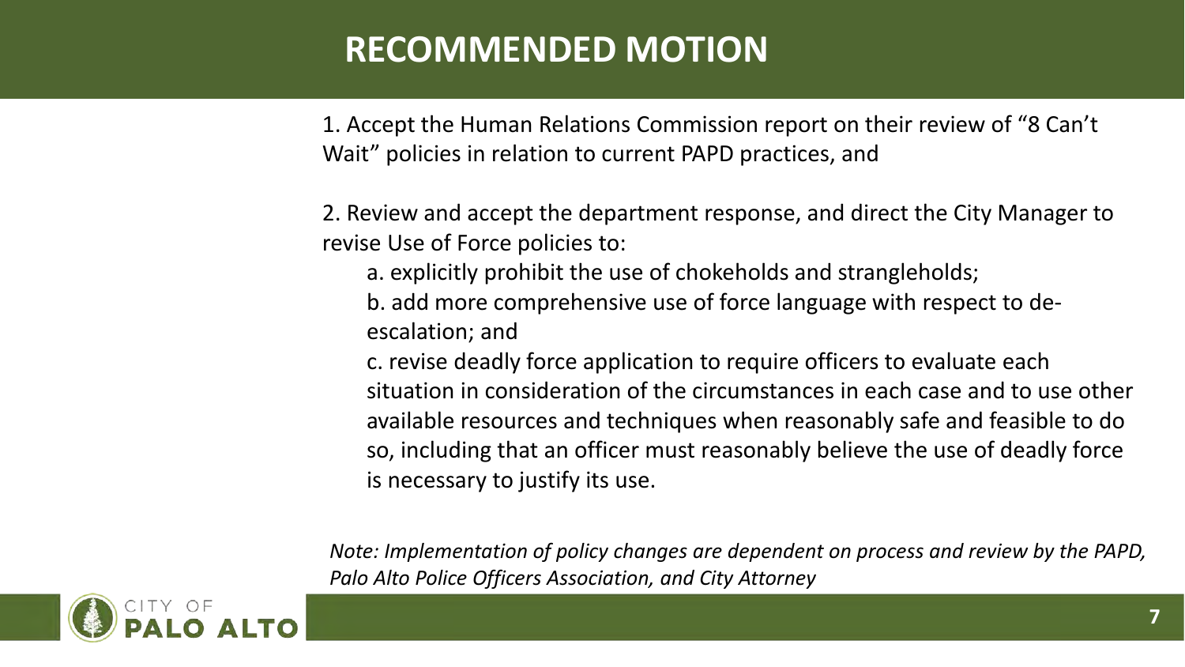# RECOMMENDED MOTION

1. Accept the Human Relations Commission report on their review of "8 Can't Wait" policies in relation to current PAPD practices, and

2. Review and accept the department response, and direct the City Manager to revise Use of Force policies to:

   a. explicitly prohibit the use of chokeholds and strangleholds;

   b. add more comprehensive use of force language with respect to de-escalation; and

   c. revise deadly force application to require officers to evaluate each situation in consideration of the circumstances in each case and to use other available resources and techniques when reasonably safe and feasible to do so, including that an officer must reasonably believe the use of deadly force is necessary to justify its use.

*Note: Implementation of policy changes are dependent on process and review by the PAPD, Palo Alto Police Officers Association, and City Attorney*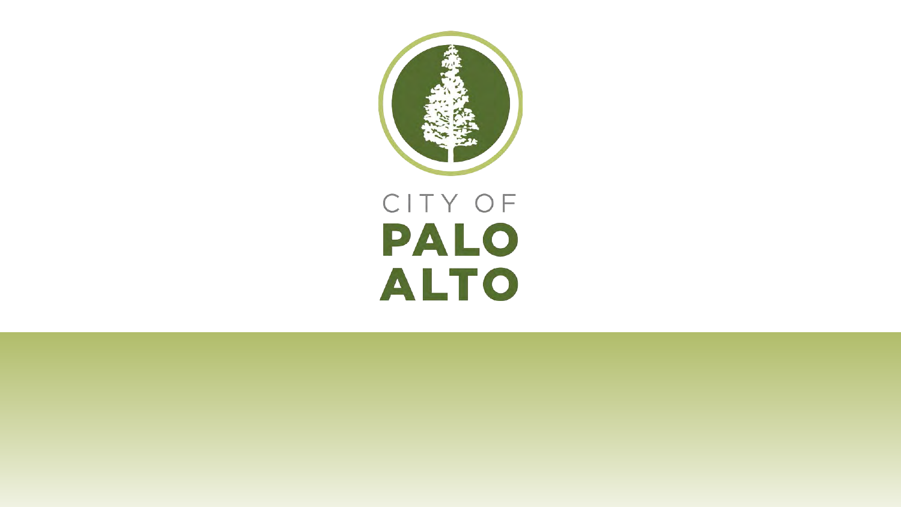CITY OF

PALO

ALTO